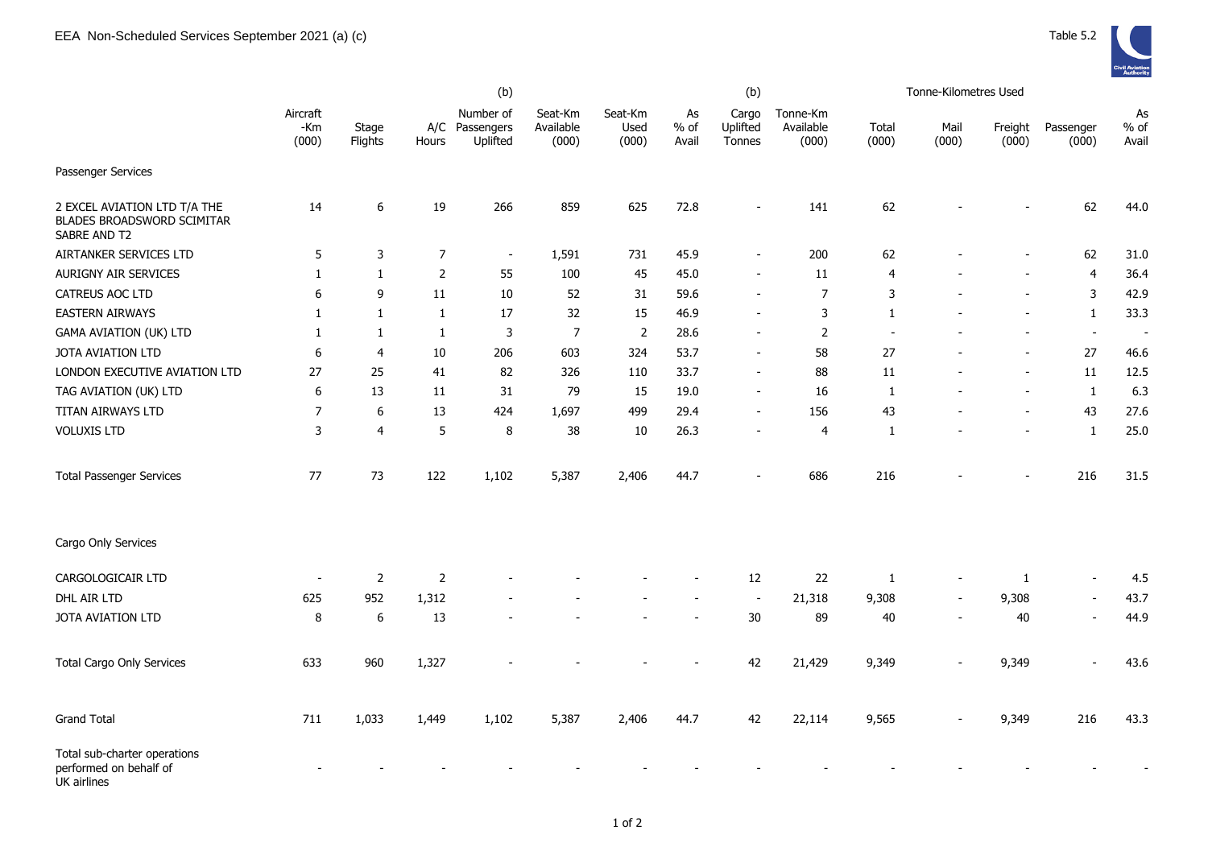# EEA Non-Scheduled Services September 2021 (a) (c)

Table 5.2

| | Aircraft -Km (000) | Stage Flights | A/C Hours | (b) Number of Passengers Uplifted | Seat-Km Available (000) | Seat-Km Used (000) | As % of Avail | (b) Cargo Uplifted Tonnes | Tonne-Km Available (000) | Tonne-Kilometres Used Total (000) | Mail (000) | Freight (000) | Passenger (000) | As % of Avail |
|---|---|---|---|---|---|---|---|---|---|---|---|---|---|---|
| **Passenger Services** | | | | | | | | | | | | | | |
| 2 EXCEL AVIATION LTD T/A THE BLADES BROADSWORD SCIMITAR SABRE AND T2 | 14 | 6 | 19 | 266 | 859 | 625 | 72.8 | - | 141 | 62 | - | - | 62 | 44.0 |
| AIRTANKER SERVICES LTD | 5 | 3 | 7 | - | 1,591 | 731 | 45.9 | - | 200 | 62 | - | - | 62 | 31.0 |
| AURIGNY AIR SERVICES | 1 | 1 | 2 | 55 | 100 | 45 | 45.0 | - | 11 | 4 | - | - | 4 | 36.4 |
| CATREUS AOC LTD | 6 | 9 | 11 | 10 | 52 | 31 | 59.6 | - | 7 | 3 | - | - | 3 | 42.9 |
| EASTERN AIRWAYS | 1 | 1 | 1 | 17 | 32 | 15 | 46.9 | - | 3 | 1 | - | - | 1 | 33.3 |
| GAMA AVIATION (UK) LTD | 1 | 1 | 1 | 3 | 7 | 2 | 28.6 | - | 2 | - | - | - | - | - |
| JOTA AVIATION LTD | 6 | 4 | 10 | 206 | 603 | 324 | 53.7 | - | 58 | 27 | - | - | 27 | 46.6 |
| LONDON EXECUTIVE AVIATION LTD | 27 | 25 | 41 | 82 | 326 | 110 | 33.7 | - | 88 | 11 | - | - | 11 | 12.5 |
| TAG AVIATION (UK) LTD | 6 | 13 | 11 | 31 | 79 | 15 | 19.0 | - | 16 | 1 | - | - | 1 | 6.3 |
| TITAN AIRWAYS LTD | 7 | 6 | 13 | 424 | 1,697 | 499 | 29.4 | - | 156 | 43 | - | - | 43 | 27.6 |
| VOLUXIS LTD | 3 | 4 | 5 | 8 | 38 | 10 | 26.3 | - | 4 | 1 | - | - | 1 | 25.0 |
| Total Passenger Services | 77 | 73 | 122 | 1,102 | 5,387 | 2,406 | 44.7 | - | 686 | 216 | - | - | 216 | 31.5 |
| **Cargo Only Services** | | | | | | | | | | | | | | |
| CARGOLOGICAIR LTD | - | 2 | 2 | - | - | - | - | 12 | 22 | 1 | - | 1 | - | 4.5 |
| DHL AIR LTD | 625 | 952 | 1,312 | - | - | - | - | - | 21,318 | 9,308 | - | 9,308 | - | 43.7 |
| JOTA AVIATION LTD | 8 | 6 | 13 | - | - | - | - | 30 | 89 | 40 | - | 40 | - | 44.9 |
| Total Cargo Only Services | 633 | 960 | 1,327 | - | - | - | - | 42 | 21,429 | 9,349 | - | 9,349 | - | 43.6 |
| Grand Total | 711 | 1,033 | 1,449 | 1,102 | 5,387 | 2,406 | 44.7 | 42 | 22,114 | 9,565 | - | 9,349 | 216 | 43.3 |
| Total sub-charter operations performed on behalf of UK airlines | - | - | - | - | - | - | - | - | - | - | - | - | - | - |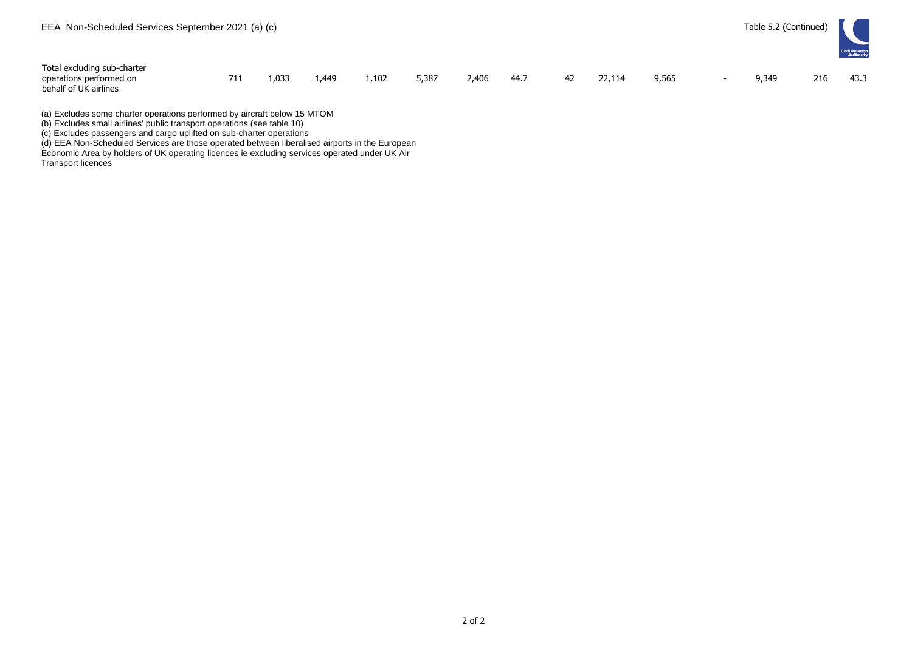EEA Non-Scheduled Services September 2021 (a) (c)

Table 5.2 (Continued)

| | | | | | | | | | | | | | | |
|---|---|---|---|---|---|---|---|---|---|---|---|---|---|---|
| Total excluding sub-charter operations performed on behalf of UK airlines | 711 | 1,033 | 1,449 | 1,102 | 5,387 | 2,406 | 44.7 | 42 | 22,114 | 9,565 | - | 9,349 | 216 | 43.3 |

(a) Excludes some charter operations performed by aircraft below 15 MTOM
(b) Excludes small airlines' public transport operations (see table 10)
(c) Excludes passengers and cargo uplifted on sub-charter operations
(d) EEA Non-Scheduled Services are those operated between liberalised airports in the European Economic Area by holders of UK operating licences ie excluding services operated under UK Air Transport licences